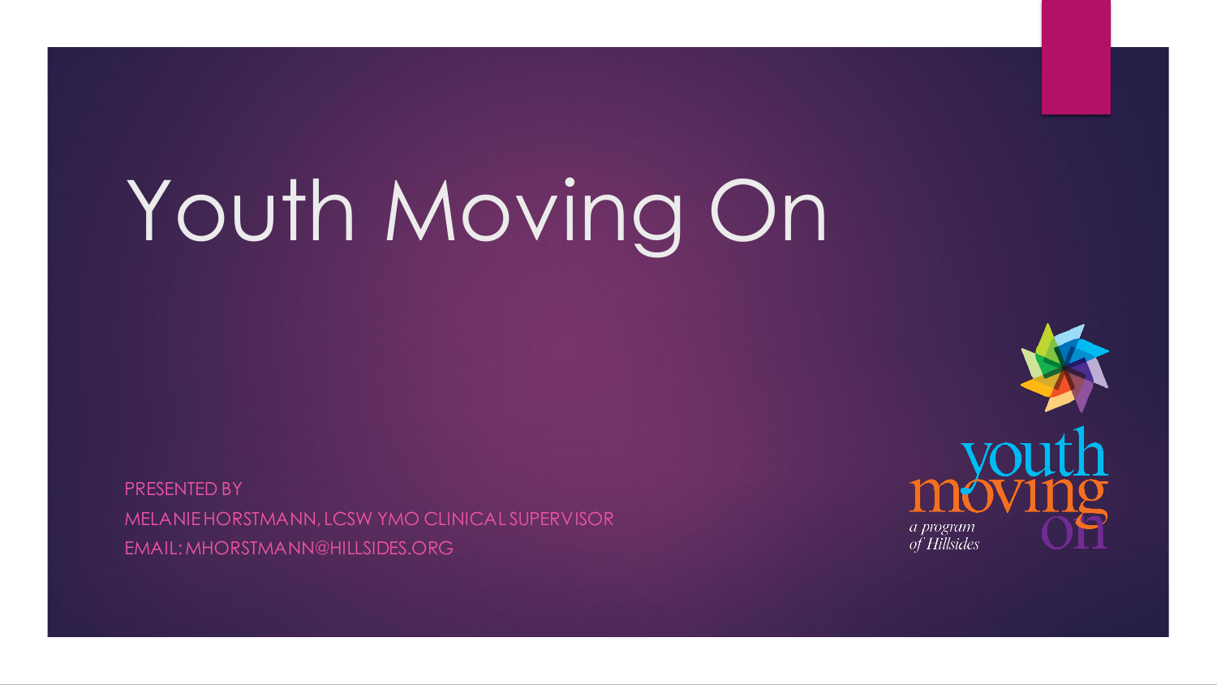# Youth Moving On

PRESENTED BY

MELANIE HORSTMANN, LCSW YMO CLINICAL SUPERVISOR

EMAIL: MHORSTMANN@HILLSIDES.ORG

youth moving on

a program of Hillsides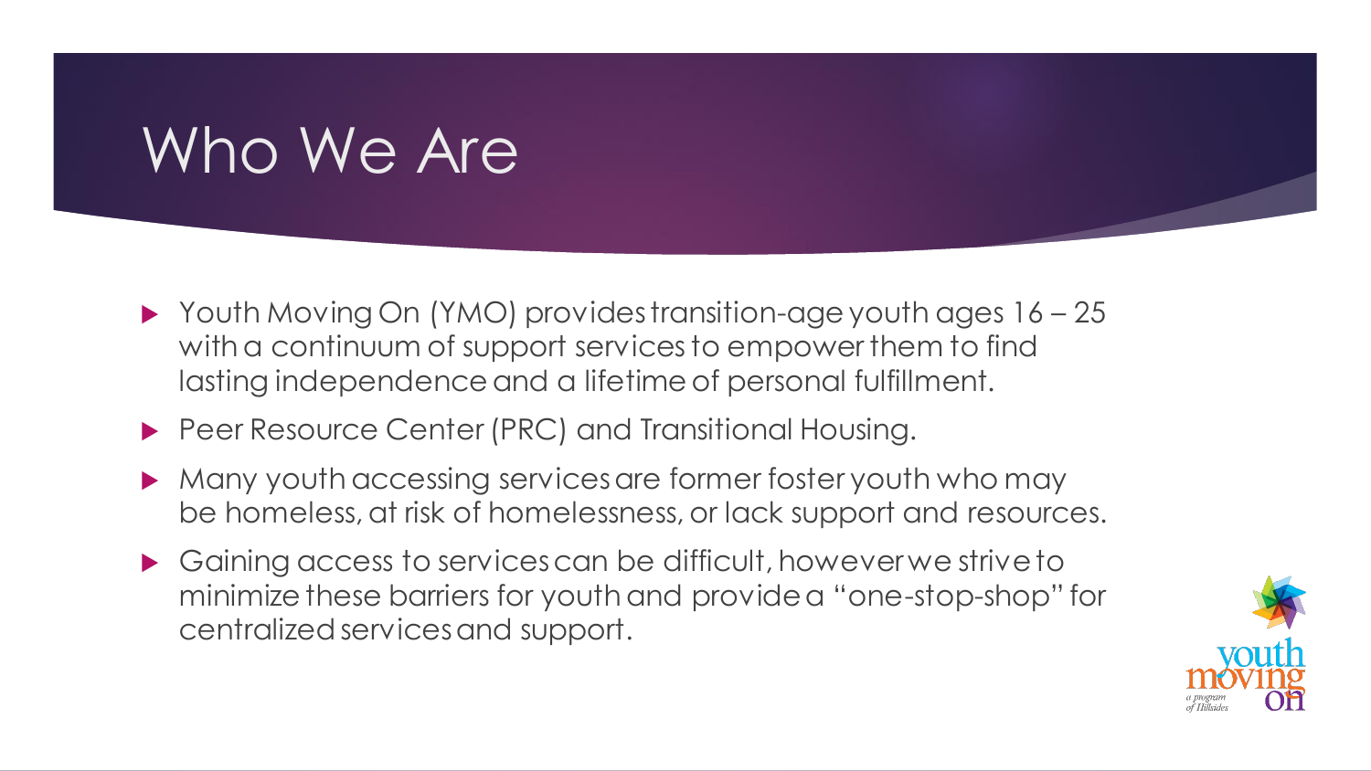# Who We Are

- Youth Moving On (YMO) provides transition-age youth ages 16 – 25 with a continuum of support services to empower them to find lasting independence and a lifetime of personal fulfillment.
- Peer Resource Center (PRC) and Transitional Housing.
- Many youth accessing services are former foster youth who may be homeless, at risk of homelessness, or lack support and resources.
- Gaining access to services can be difficult, however we strive to minimize these barriers for youth and provide a "one-stop-shop" for centralized services and support.

youth moving on

a program of Hillsides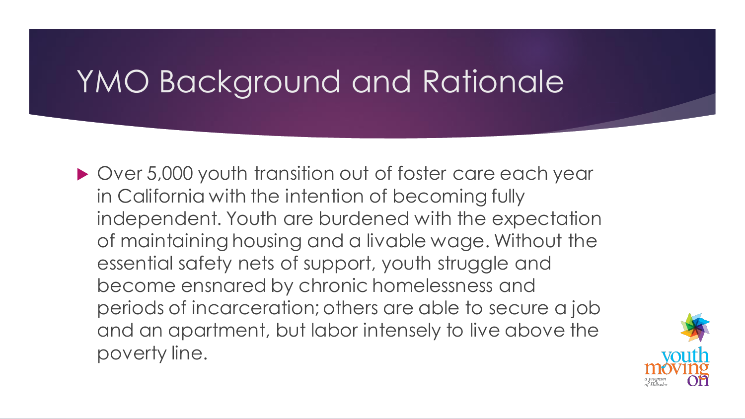# YMO Background and Rationale

- Over 5,000 youth transition out of foster care each year in California with the intention of becoming fully independent. Youth are burdened with the expectation of maintaining housing and a livable wage. Without the essential safety nets of support, youth struggle and become ensnared by chronic homelessness and periods of incarceration; others are able to secure a job and an apartment, but labor intensely to live above the poverty line.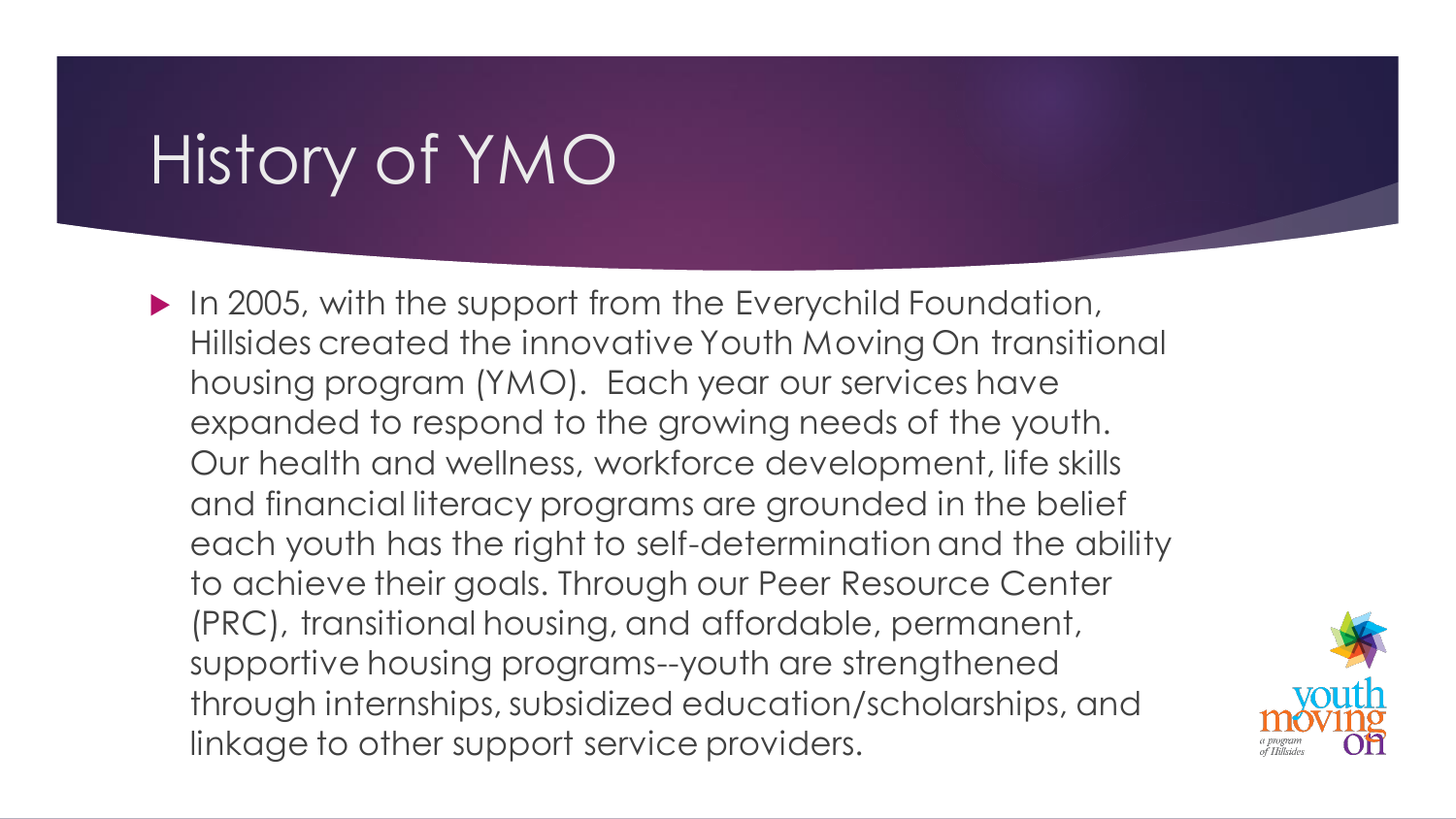# History of YMO

- In 2005, with the support from the Everychild Foundation, Hillsides created the innovative Youth Moving On transitional housing program (YMO). Each year our services have expanded to respond to the growing needs of the youth. Our health and wellness, workforce development, life skills and financial literacy programs are grounded in the belief each youth has the right to self-determination and the ability to achieve their goals. Through our Peer Resource Center (PRC), transitional housing, and affordable, permanent, supportive housing programs--youth are strengthened through internships, subsidized education/scholarships, and linkage to other support service providers.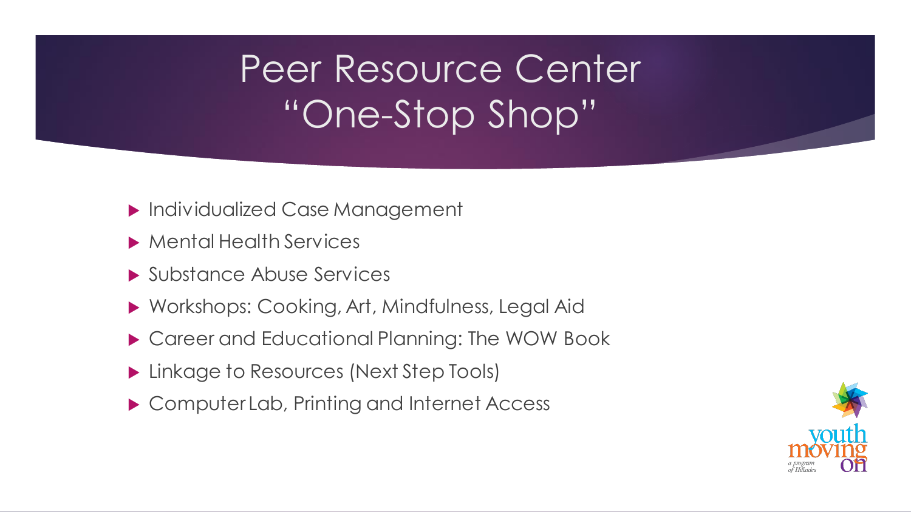# Peer Resource Center "One-Stop Shop"

- Individualized Case Management
- Mental Health Services
- Substance Abuse Services
- Workshops: Cooking, Art, Mindfulness, Legal Aid
- Career and Educational Planning: The WOW Book
- Linkage to Resources (Next Step Tools)
- Computer Lab, Printing and Internet Access

youth moving on
a program of Hillsides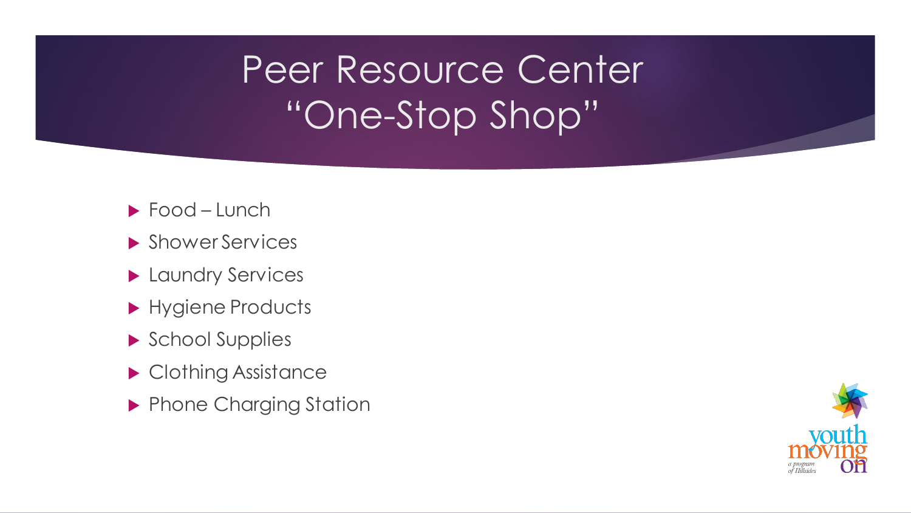# Peer Resource Center "One-Stop Shop"

- Food – Lunch
- Shower Services
- Laundry Services
- Hygiene Products
- School Supplies
- Clothing Assistance
- Phone Charging Station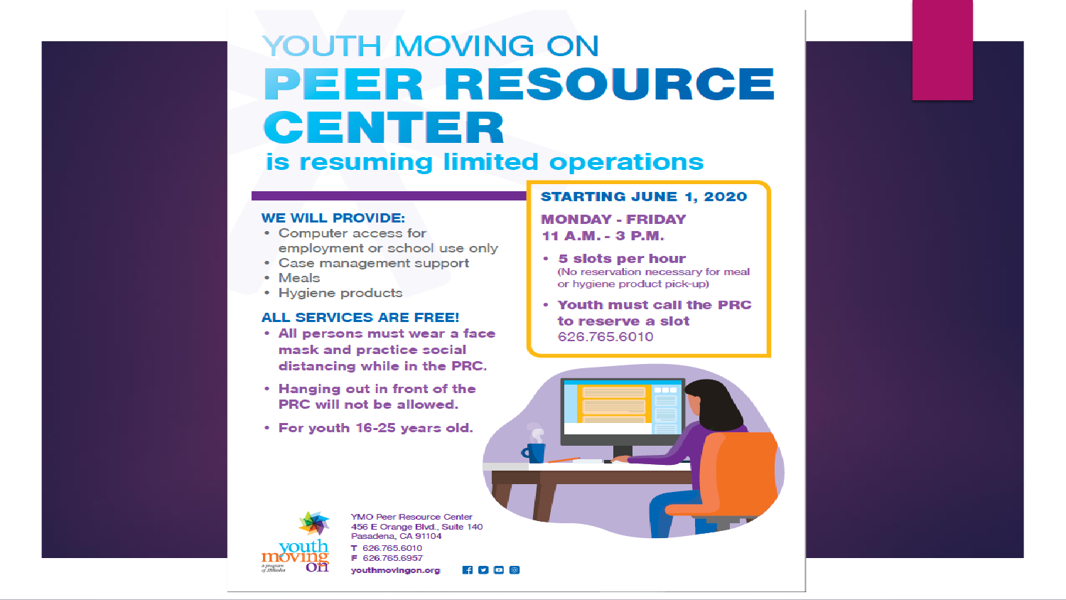# YOUTH MOVING ON PEER RESOURCE CENTER

## is resuming limited operations

**STARTING JUNE 1, 2020**

**MONDAY - FRIDAY**
**11 A.M. - 3 P.M.**

- **5 slots per hour**
  (No reservation necessary for meal or hygiene product pick-up)
- **Youth must call the PRC to reserve a slot**
  626.765.6010

### WE WILL PROVIDE:

- Computer access for employment or school use only
- Case management support
- Meals
- Hygiene products

### ALL SERVICES ARE FREE!

- **All persons must wear a face mask and practice social distancing while in the PRC.**
- **Hanging out in front of the PRC will not be allowed.**
- **For youth 16-25 years old.**

youth moving on
a program of Hillsides

YMO Peer Resource Center
456 E Orange Blvd., Suite 140
Pasadena, CA 91104

T 626.765.6010
F 626.765.6957

youthmovingon.org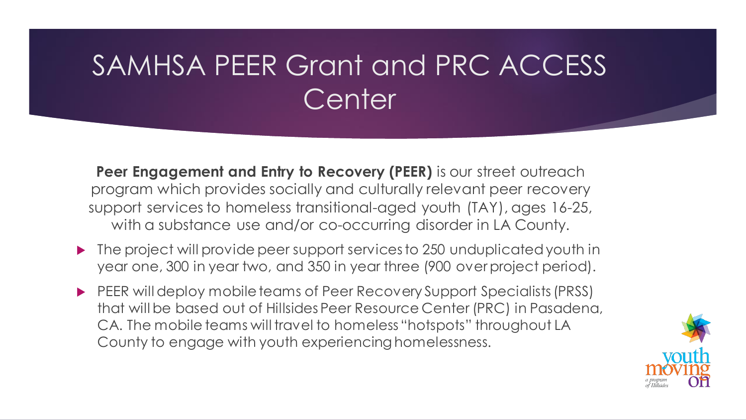# SAMHSA PEER Grant and PRC ACCESS Center

**Peer Engagement and Entry to Recovery (PEER)** is our street outreach program which provides socially and culturally relevant peer recovery support services to homeless transitional-aged youth (TAY), ages 16-25, with a substance use and/or co-occurring disorder in LA County.

- The project will provide peer support services to 250 unduplicated youth in year one, 300 in year two, and 350 in year three (900 over project period).
- PEER will deploy mobile teams of Peer Recovery Support Specialists (PRSS) that will be based out of Hillsides Peer Resource Center (PRC) in Pasadena, CA. The mobile teams will travel to homeless "hotspots" throughout LA County to engage with youth experiencing homelessness.

youth moving on
a program of Hillsides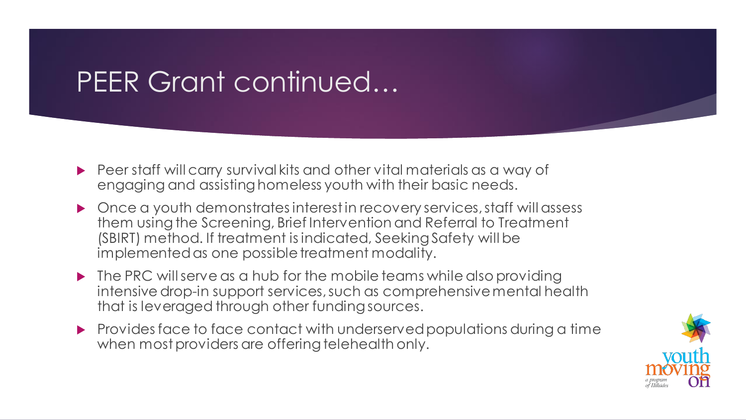# PEER Grant continued…

- Peer staff will carry survival kits and other vital materials as a way of engaging and assisting homeless youth with their basic needs.
- Once a youth demonstrates interest in recovery services, staff will assess them using the Screening, Brief Intervention and Referral to Treatment (SBIRT) method. If treatment is indicated, Seeking Safety will be implemented as one possible treatment modality.
- The PRC will serve as a hub for the mobile teams while also providing intensive drop-in support services, such as comprehensive mental health that is leveraged through other funding sources.
- Provides face to face contact with underserved populations during a time when most providers are offering telehealth only.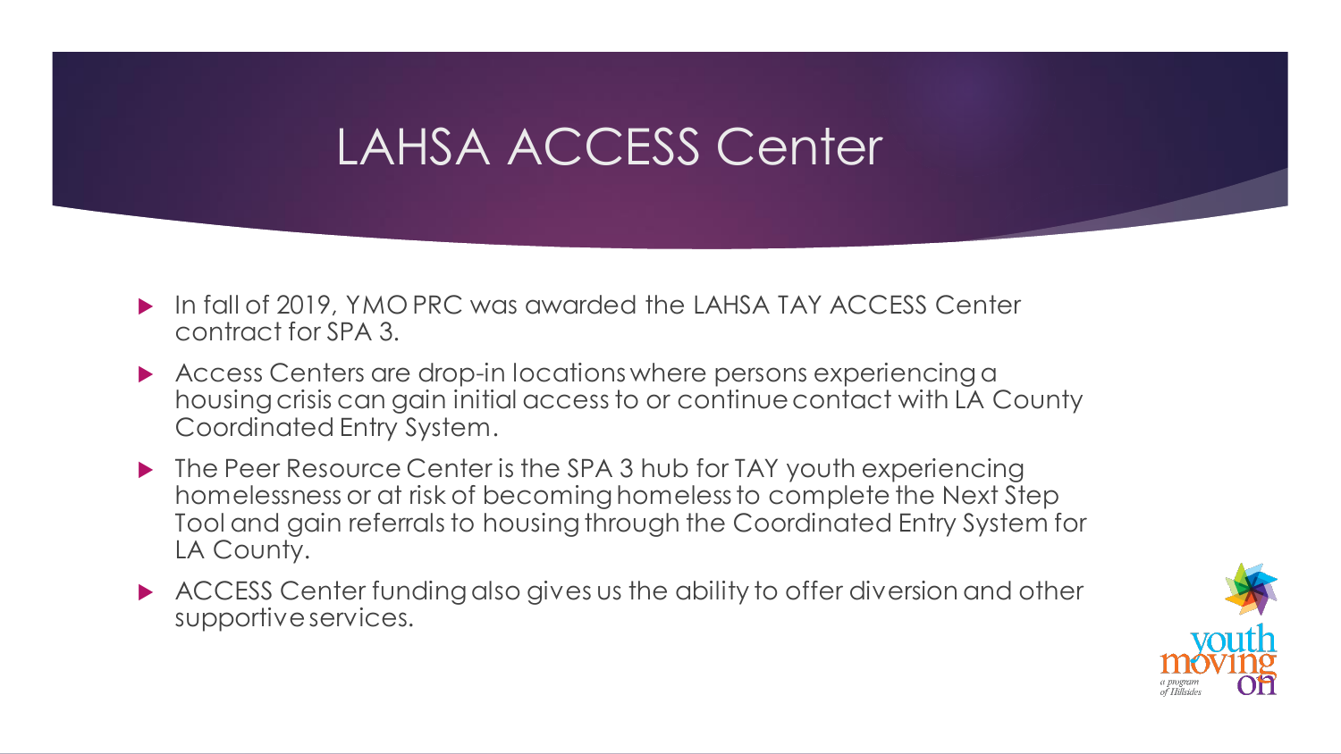# LAHSA ACCESS Center

- In fall of 2019, YMO PRC was awarded the LAHSA TAY ACCESS Center contract for SPA 3.
- Access Centers are drop-in locations where persons experiencing a housing crisis can gain initial access to or continue contact with LA County Coordinated Entry System.
- The Peer Resource Center is the SPA 3 hub for TAY youth experiencing homelessness or at risk of becoming homeless to complete the Next Step Tool and gain referrals to housing through the Coordinated Entry System for LA County.
- ACCESS Center funding also gives us the ability to offer diversion and other supportive services.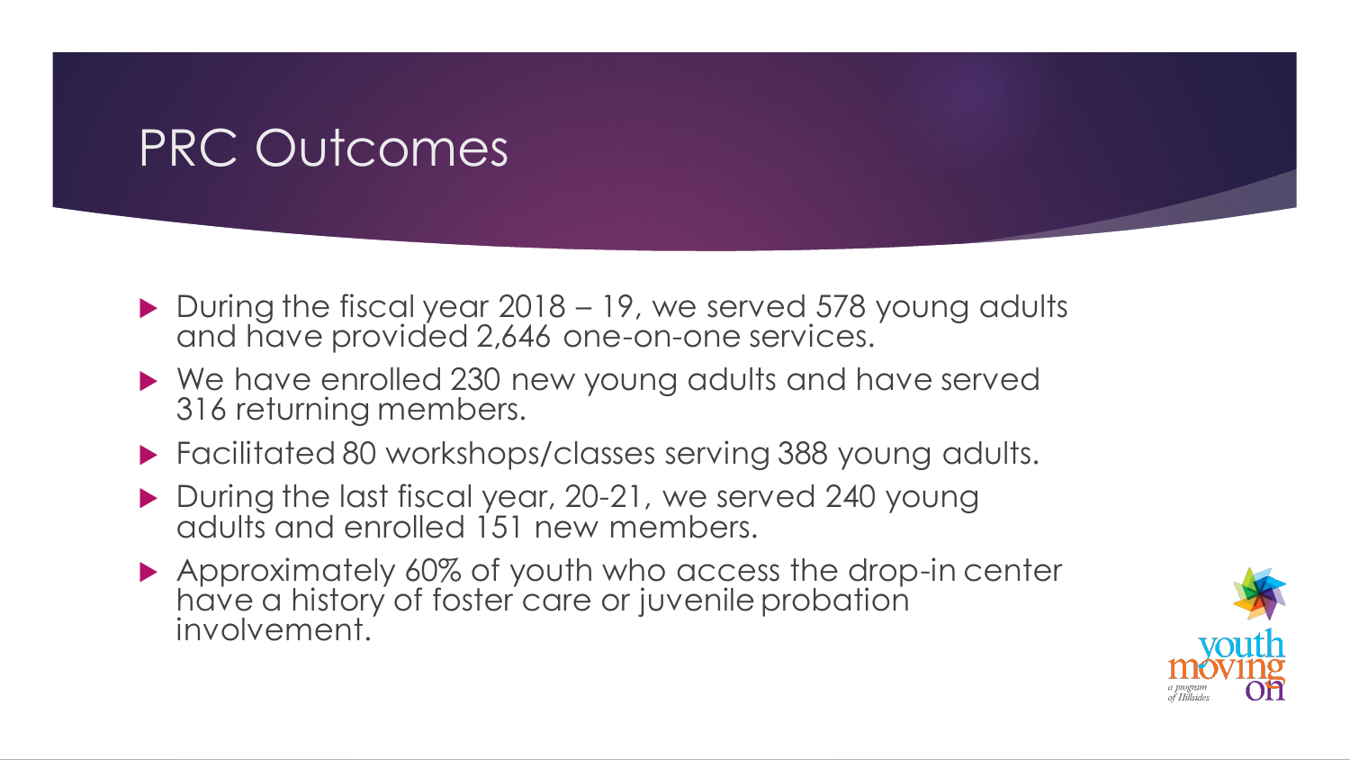# PRC Outcomes

- During the fiscal year 2018 – 19, we served 578 young adults and have provided 2,646 one-on-one services.
- We have enrolled 230 new young adults and have served 316 returning members.
- Facilitated 80 workshops/classes serving 388 young adults.
- During the last fiscal year, 20-21, we served 240 young adults and enrolled 151 new members.
- Approximately 60% of youth who access the drop-in center have a history of foster care or juvenile probation involvement.

youth moving on
a program of Hillsides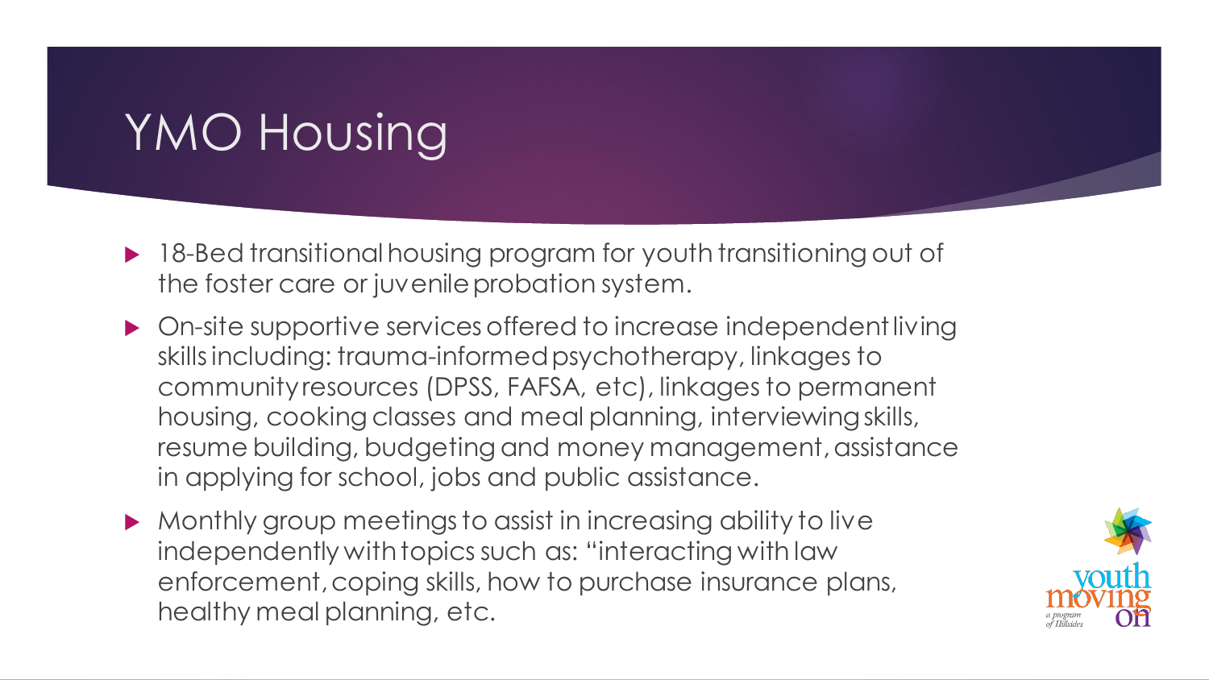# YMO Housing

- 18-Bed transitional housing program for youth transitioning out of the foster care or juvenile probation system.
- On-site supportive services offered to increase independent living skills including: trauma-informed psychotherapy, linkages to community resources (DPSS, FAFSA, etc), linkages to permanent housing, cooking classes and meal planning, interviewing skills, resume building, budgeting and money management, assistance in applying for school, jobs and public assistance.
- Monthly group meetings to assist in increasing ability to live independently with topics such as: "interacting with law enforcement, coping skills, how to purchase insurance plans, healthy meal planning, etc.

youth moving on
a program of Hillsides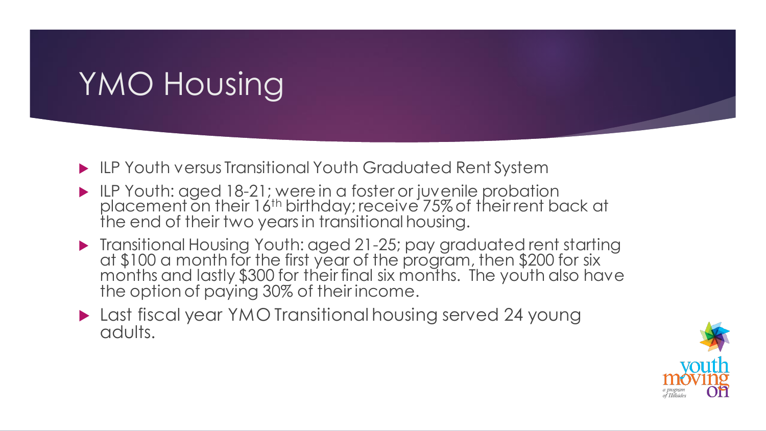# YMO Housing

- ILP Youth versus Transitional Youth Graduated Rent System
- ILP Youth: aged 18-21; were in a foster or juvenile probation placement on their 16th birthday; receive 75% of their rent back at the end of their two years in transitional housing.
- Transitional Housing Youth: aged 21-25; pay graduated rent starting at $100 a month for the first year of the program, then $200 for six months and lastly $300 for their final six months. The youth also have the option of paying 30% of their income.
- Last fiscal year YMO Transitional housing served 24 young adults.

youth moving on
a program of Hillsides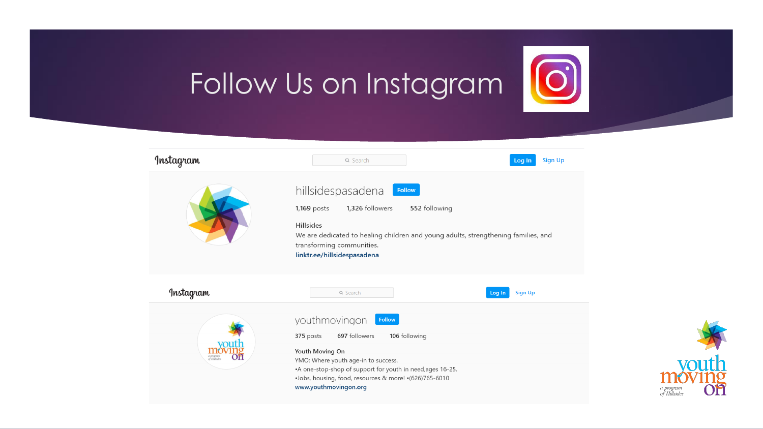# Follow Us on Instagram

Instagram

Search

Log In Sign Up

hillsidespasadena Follow

1,169 posts 1,326 followers 552 following

Hillsides

We are dedicated to healing children and young adults, strengthening families, and transforming communities.

linktr.ee/hillsidespasadena

Instagram

Search

Log In Sign Up

youthmovingon Follow

375 posts 697 followers 106 following

Youth Moving On

YMO: Where youth age-in to success.

•A one-stop-shop of support for youth in need,ages 16-25.

•Jobs, housing, food, resources & more! •(626)765-6010

www.youthmovingon.org

youth moving on

*a program of Hillsides*